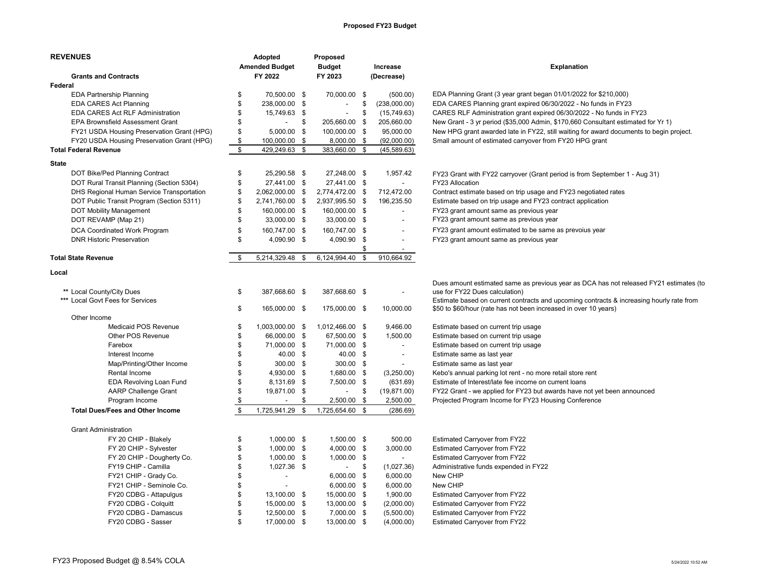**Proposed FY23 Budget**

| REVENUES | Adopted Amended Budget FY 2022 | Proposed Budget FY 2023 | Increase (Decrease) | Explanation |
|---|---|---|---|---|
| **Grants and Contracts** | | | | |
| **Federal** | | | | |
| EDA Partnership Planning | $ 70,500.00 | $ 70,000.00 | $ (500.00) | EDA Planning Grant (3 year grant began 01/01/2022 for $210,000) |
| EDA CARES Act Planning | $ 238,000.00 | $ - | $ (238,000.00) | EDA CARES Planning grant expired 06/30/2022 - No funds in FY23 |
| EDA CARES Act RLF Administration | $ 15,749.63 | $ - | $ (15,749.63) | CARES RLF Administration grant expired 06/30/2022 - No funds in FY23 |
| EPA Brownsfield Assessment Grant | $ - | $ 205,660.00 | $ 205,660.00 | New Grant - 3 yr period ($35,000 Admin, $170,660 Consultant estimated for Yr 1) |
| FY21 USDA Housing Preservation Grant (HPG) | $ 5,000.00 | $ 100,000.00 | $ 95,000.00 | New HPG grant awarded late in FY22, still waiting for award documents to begin project. |
| FY20 USDA Housing Preservation Grant (HPG) | $ 100,000.00 | $ 8,000.00 | $ (92,000.00) | Small amount of estimated carryover from FY20 HPG grant |
| **Total Federal Revenue** | $ 429,249.63 | $ 383,660.00 | $ (45,589.63) | |
| **State** | | | | |
| DOT Bike/Ped Planning Contract | $ 25,290.58 | $ 27,248.00 | $ 1,957.42 | FY23 Grant with FY22 carryover (Grant period is from September 1 - Aug 31) |
| DOT Rural Transit Planning (Section 5304) | $ 27,441.00 | $ 27,441.00 | $ - | FY23 Allocation |
| DHS Regional Human Service Transportation | $ 2,062,000.00 | $ 2,774,472.00 | $ 712,472.00 | Contract estimate based on trip usage and FY23 negotiated rates |
| DOT Public Transit Program (Section 5311) | $ 2,741,760.00 | $ 2,937,995.50 | $ 196,235.50 | Estimate based on trip usage and FY23 contract application |
| DOT Mobility Management | $ 160,000.00 | $ 160,000.00 | $ - | FY23 grant amount same as previous year |
| DOT REVAMP (Map 21) | $ 33,000.00 | $ 33,000.00 | $ - | FY23 grant amount same as previous year |
| DCA Coordinated Work Program | $ 160,747.00 | $ 160,747.00 | $ - | FY23 grant amount estimated to be same as prevoius year |
| DNR Historic Preservation | $ 4,090.90 | $ 4,090.90 | $ - | FY23 grant amount same as previous year |
| | | | $ - | |
| **Total State Revenue** | $ 5,214,329.48 | $ 6,124,994.40 | $ 910,664.92 | |
| **Local** | | | | |
| ** Local County/City Dues | $ 387,668.60 | $ 387,668.60 | $ - | Dues amount estimated same as previous year as DCA has not released FY21 estimates (to use for FY22 Dues calculation) |
| *** Local Govt Fees for Services | $ 165,000.00 | $ 175,000.00 | $ 10,000.00 | Estimate based on current contracts and upcoming contracts & increasing hourly rate from $50 to $60/hour (rate has not been increased in over 10 years) |
| Other Income | | | | |
| Medicaid POS Revenue | $ 1,003,000.00 | $ 1,012,466.00 | $ 9,466.00 | Estimate based on current trip usage |
| Other POS Revenue | $ 66,000.00 | $ 67,500.00 | $ 1,500.00 | Estimate based on current trip usage |
| Farebox | $ 71,000.00 | $ 71,000.00 | $ - | Estimate based on current trip usage |
| Interest Income | $ 40.00 | $ 40.00 | $ - | Estimate same as last year |
| Map/Printing/Other Income | $ 300.00 | $ 300.00 | $ - | Estimate same as last year |
| Rental Income | $ 4,930.00 | $ 1,680.00 | $ (3,250.00) | Kebo's annual parking lot rent - no more retail store rent |
| EDA Revolving Loan Fund | $ 8,131.69 | $ 7,500.00 | $ (631.69) | Estimate of Interest/late fee income on current loans |
| AARP Challenge Grant | $ 19,871.00 | $ - | $ (19,871.00) | FY22 Grant - we applied for FY23 but awards have not yet been announced |
| Program Income | $ - | $ 2,500.00 | $ 2,500.00 | Projected Program Income for FY23 Housing Conference |
| **Total Dues/Fees and Other Income** | $ 1,725,941.29 | $ 1,725,654.60 | $ (286.69) | |
| Grant Administration | | | | |
| FY 20 CHIP - Blakely | $ 1,000.00 | $ 1,500.00 | $ 500.00 | Estimated Carryover from FY22 |
| FY 20 CHIP - Sylvester | $ 1,000.00 | $ 4,000.00 | $ 3,000.00 | Estimated Carryover from FY22 |
| FY 20 CHIP - Dougherty Co. | $ 1,000.00 | $ 1,000.00 | $ - | Estimated Carryover from FY22 |
| FY19 CHIP - Camilla | $ 1,027.36 | $ - | $ (1,027.36) | Administrative funds expended in FY22 |
| FY21 CHIP - Grady Co. | $ - | $ 6,000.00 | $ 6,000.00 | New CHIP |
| FY21 CHIP - Seminole Co. | $ - | $ 6,000.00 | $ 6,000.00 | New CHIP |
| FY20 CDBG - Attapulgus | $ 13,100.00 | $ 15,000.00 | $ 1,900.00 | Estimated Carryover from FY22 |
| FY20 CDBG - Colquitt | $ 15,000.00 | $ 13,000.00 | $ (2,000.00) | Estimated Carryover from FY22 |
| FY20 CDBG - Damascus | $ 12,500.00 | $ 7,000.00 | $ (5,500.00) | Estimated Carryover from FY22 |
| FY20 CDBG - Sasser | $ 17,000.00 | $ 13,000.00 | $ (4,000.00) | Estimated Carryover from FY22 |

FY23 Proposed Budget @ 8.54% COLA

5/24/2022 10:52 AM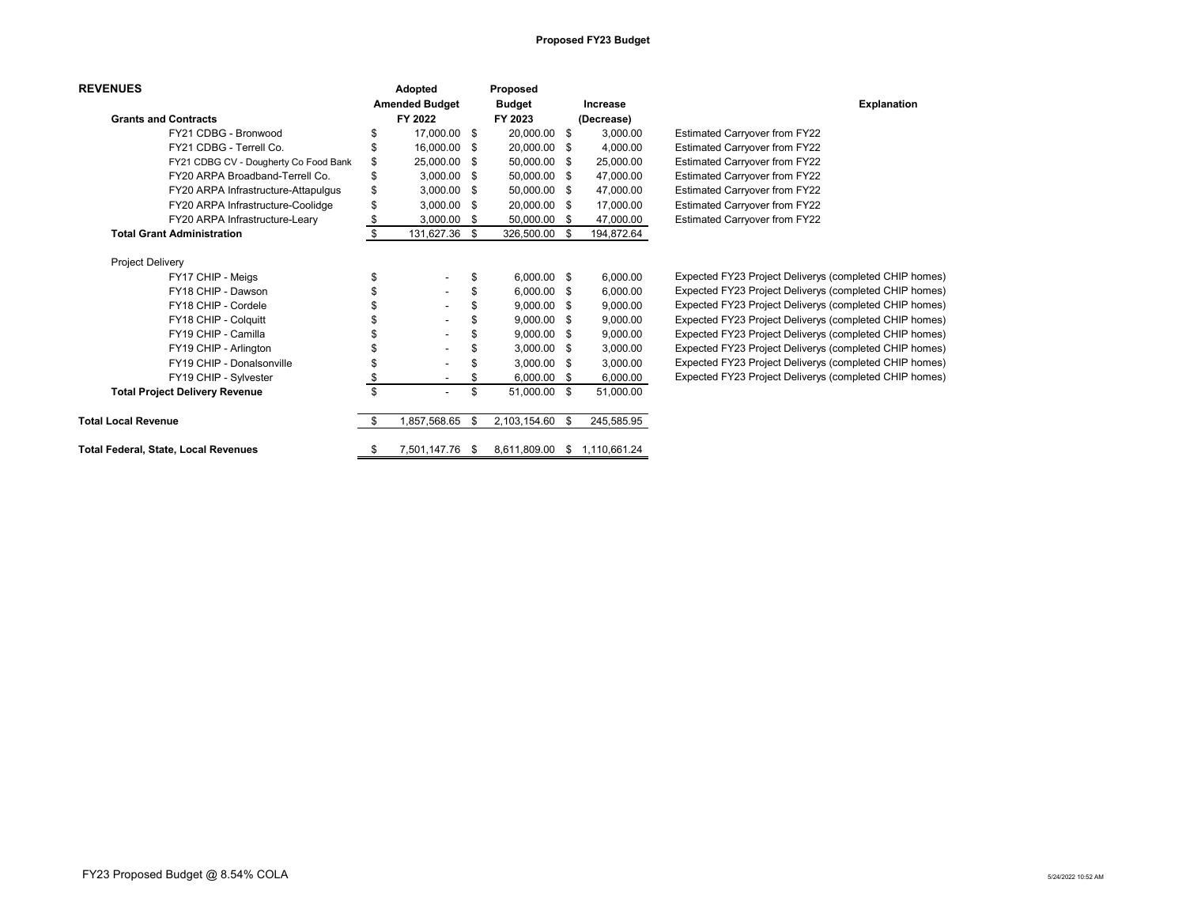**Proposed FY23 Budget**

| REVENUES | Adopted Amended Budget FY 2022 | Proposed Budget FY 2023 | Increase (Decrease) | Explanation |
|---|---|---|---|---|
| **Grants and Contracts** | | | | |
| FY21 CDBG - Bronwood | $ 17,000.00 | $ 20,000.00 | $ 3,000.00 | Estimated Carryover from FY22 |
| FY21 CDBG - Terrell Co. | $ 16,000.00 | $ 20,000.00 | $ 4,000.00 | Estimated Carryover from FY22 |
| FY21 CDBG CV - Dougherty Co Food Bank | $ 25,000.00 | $ 50,000.00 | $ 25,000.00 | Estimated Carryover from FY22 |
| FY20 ARPA Broadband-Terrell Co. | $ 3,000.00 | $ 50,000.00 | $ 47,000.00 | Estimated Carryover from FY22 |
| FY20 ARPA Infrastructure-Attapulgus | $ 3,000.00 | $ 50,000.00 | $ 47,000.00 | Estimated Carryover from FY22 |
| FY20 ARPA Infrastructure-Coolidge | $ 3,000.00 | $ 20,000.00 | $ 17,000.00 | Estimated Carryover from FY22 |
| FY20 ARPA Infrastructure-Leary | $ 3,000.00 | $ 50,000.00 | $ 47,000.00 | Estimated Carryover from FY22 |
| **Total Grant Administration** | $ 131,627.36 | $ 326,500.00 | $ 194,872.64 | |
| Project Delivery | | | | |
| FY17 CHIP - Meigs | $ - | $ 6,000.00 | $ 6,000.00 | Expected FY23 Project Deliverys (completed CHIP homes) |
| FY18 CHIP - Dawson | $ - | $ 6,000.00 | $ 6,000.00 | Expected FY23 Project Deliverys (completed CHIP homes) |
| FY18 CHIP - Cordele | $ - | $ 9,000.00 | $ 9,000.00 | Expected FY23 Project Deliverys (completed CHIP homes) |
| FY18 CHIP - Colquitt | $ - | $ 9,000.00 | $ 9,000.00 | Expected FY23 Project Deliverys (completed CHIP homes) |
| FY19 CHIP - Camilla | $ - | $ 9,000.00 | $ 9,000.00 | Expected FY23 Project Deliverys (completed CHIP homes) |
| FY19 CHIP - Arlington | $ - | $ 3,000.00 | $ 3,000.00 | Expected FY23 Project Deliverys (completed CHIP homes) |
| FY19 CHIP - Donalsonville | $ - | $ 3,000.00 | $ 3,000.00 | Expected FY23 Project Deliverys (completed CHIP homes) |
| FY19 CHIP - Sylvester | $ - | $ 6,000.00 | $ 6,000.00 | Expected FY23 Project Deliverys (completed CHIP homes) |
| **Total Project Delivery Revenue** | $ - | $ 51,000.00 | $ 51,000.00 | |
| **Total Local Revenue** | $ 1,857,568.65 | $ 2,103,154.60 | $ 245,585.95 | |
| **Total Federal, State, Local Revenues** | $ 7,501,147.76 | $ 8,611,809.00 | $ 1,110,661.24 | |

FY23 Proposed Budget @ 8.54% COLA

5/24/2022 10:52 AM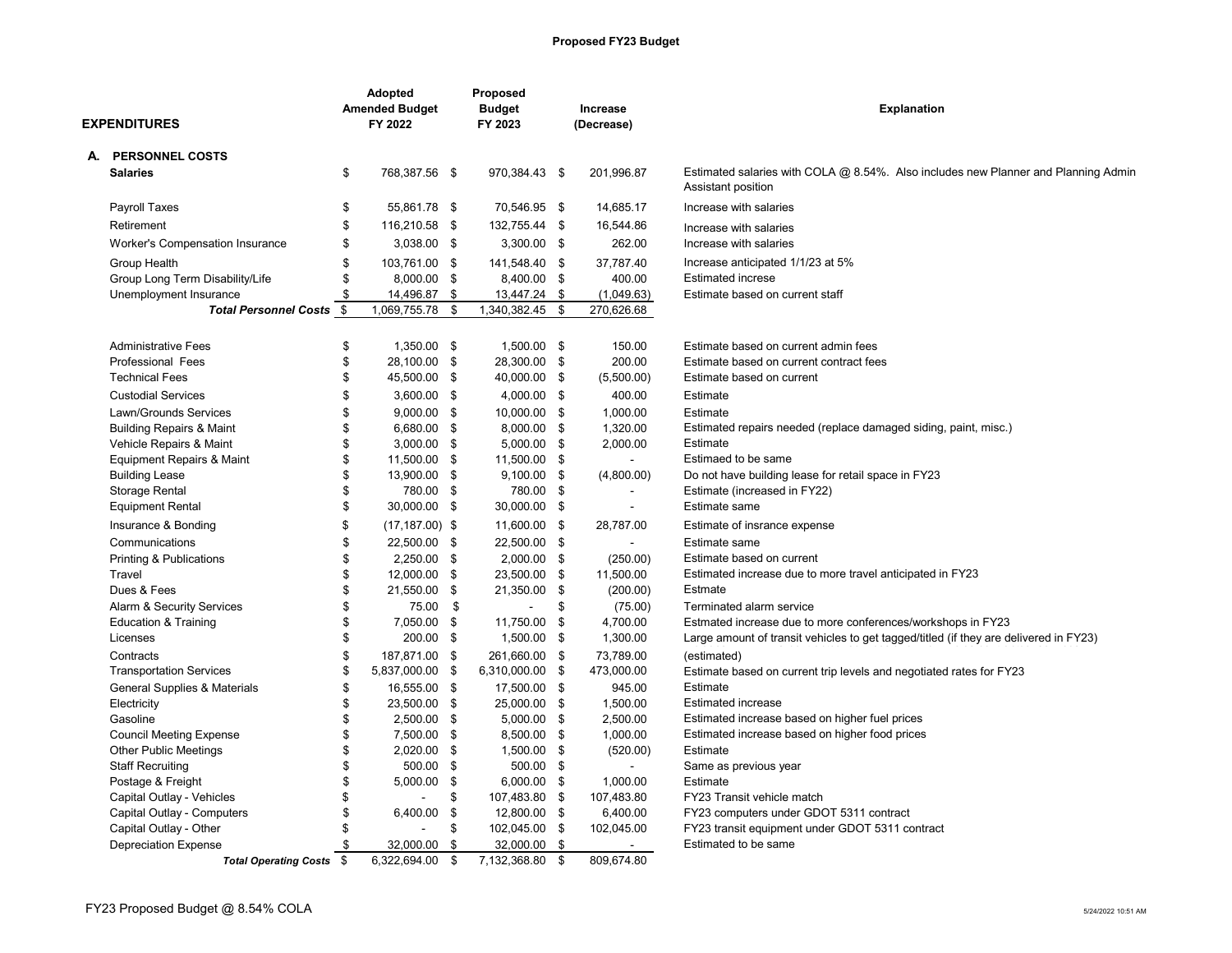**Proposed FY23 Budget**

| EXPENDITURES | Adopted Amended Budget FY 2022 | Proposed Budget FY 2023 | Increase (Decrease) | Explanation |
|---|---|---|---|---|
| **A. PERSONNEL COSTS** | | | | |
| **Salaries** | $ 768,387.56 | $ 970,384.43 | $ 201,996.87 | Estimated salaries with COLA @ 8.54%. Also includes new Planner and Planning Admin Assistant position |
| Payroll Taxes | $ 55,861.78 | $ 70,546.95 | $ 14,685.17 | Increase with salaries |
| Retirement | $ 116,210.58 | $ 132,755.44 | $ 16,544.86 | Increase with salaries |
| Worker's Compensation Insurance | $ 3,038.00 | $ 3,300.00 | $ 262.00 | Increase with salaries |
| Group Health | $ 103,761.00 | $ 141,548.40 | $ 37,787.40 | Increase anticipated 1/1/23 at 5% |
| Group Long Term Disability/Life | $ 8,000.00 | $ 8,400.00 | $ 400.00 | Estimated increse |
| Unemployment Insurance | $ 14,496.87 | $ 13,447.24 | $ (1,049.63) | Estimate based on current staff |
| ***Total Personnel Costs*** | $ 1,069,755.78 | $ 1,340,382.45 | $ 270,626.68 | |
| Administrative Fees | $ 1,350.00 | $ 1,500.00 | $ 150.00 | Estimate based on current admin fees |
| Professional Fees | $ 28,100.00 | $ 28,300.00 | $ 200.00 | Estimate based on current contract fees |
| Technical Fees | $ 45,500.00 | $ 40,000.00 | $ (5,500.00) | Estimate based on current |
| Custodial Services | $ 3,600.00 | $ 4,000.00 | $ 400.00 | Estimate |
| Lawn/Grounds Services | $ 9,000.00 | $ 10,000.00 | $ 1,000.00 | Estimate |
| Building Repairs & Maint | $ 6,680.00 | $ 8,000.00 | $ 1,320.00 | Estimated repairs needed (replace damaged siding, paint, misc.) |
| Vehicle Repairs & Maint | $ 3,000.00 | $ 5,000.00 | $ 2,000.00 | Estimate |
| Equipment Repairs & Maint | $ 11,500.00 | $ 11,500.00 | $ - | Estimaed to be same |
| Building Lease | $ 13,900.00 | $ 9,100.00 | $ (4,800.00) | Do not have building lease for retail space in FY23 |
| Storage Rental | $ 780.00 | $ 780.00 | $ - | Estimate (increased in FY22) |
| Equipment Rental | $ 30,000.00 | $ 30,000.00 | $ - | Estimate same |
| Insurance & Bonding | $ (17,187.00) | $ 11,600.00 | $ 28,787.00 | Estimate of insrance expense |
| Communications | $ 22,500.00 | $ 22,500.00 | $ - | Estimate same |
| Printing & Publications | $ 2,250.00 | $ 2,000.00 | $ (250.00) | Estimate based on current |
| Travel | $ 12,000.00 | $ 23,500.00 | $ 11,500.00 | Estimated increase due to more travel anticipated in FY23 |
| Dues & Fees | $ 21,550.00 | $ 21,350.00 | $ (200.00) | Estmate |
| Alarm & Security Services | $ 75.00 | $ - | $ (75.00) | Terminated alarm service |
| Education & Training | $ 7,050.00 | $ 11,750.00 | $ 4,700.00 | Estmated increase due to more conferences/workshops in FY23 |
| Licenses | $ 200.00 | $ 1,500.00 | $ 1,300.00 | Large amount of transit vehicles to get tagged/titled (if they are delivered in FY23) |
| Contracts | $ 187,871.00 | $ 261,660.00 | $ 73,789.00 | (estimated) |
| Transportation Services | $ 5,837,000.00 | $ 6,310,000.00 | $ 473,000.00 | Estimate based on current trip levels and negotiated rates for FY23 |
| General Supplies & Materials | $ 16,555.00 | $ 17,500.00 | $ 945.00 | Estimate |
| Electricity | $ 23,500.00 | $ 25,000.00 | $ 1,500.00 | Estimated increase |
| Gasoline | $ 2,500.00 | $ 5,000.00 | $ 2,500.00 | Estimated increase based on higher fuel prices |
| Council Meeting Expense | $ 7,500.00 | $ 8,500.00 | $ 1,000.00 | Estimated increase based on higher food prices |
| Other Public Meetings | $ 2,020.00 | $ 1,500.00 | $ (520.00) | Estimate |
| Staff Recruiting | $ 500.00 | $ 500.00 | $ - | Same as previous year |
| Postage & Freight | $ 5,000.00 | $ 6,000.00 | $ 1,000.00 | Estimate |
| Capital Outlay - Vehicles | $ - | $ 107,483.80 | $ 107,483.80 | FY23 Transit vehicle match |
| Capital Outlay - Computers | $ 6,400.00 | $ 12,800.00 | $ 6,400.00 | FY23 computers under GDOT 5311 contract |
| Capital Outlay - Other | $ - | $ 102,045.00 | $ 102,045.00 | FY23 transit equipment under GDOT 5311 contract |
| Depreciation Expense | $ 32,000.00 | $ 32,000.00 | $ - | Estimated to be same |
| ***Total Operating Costs*** | $ 6,322,694.00 | $ 7,132,368.80 | $ 809,674.80 | |

FY23 Proposed Budget @ 8.54% COLA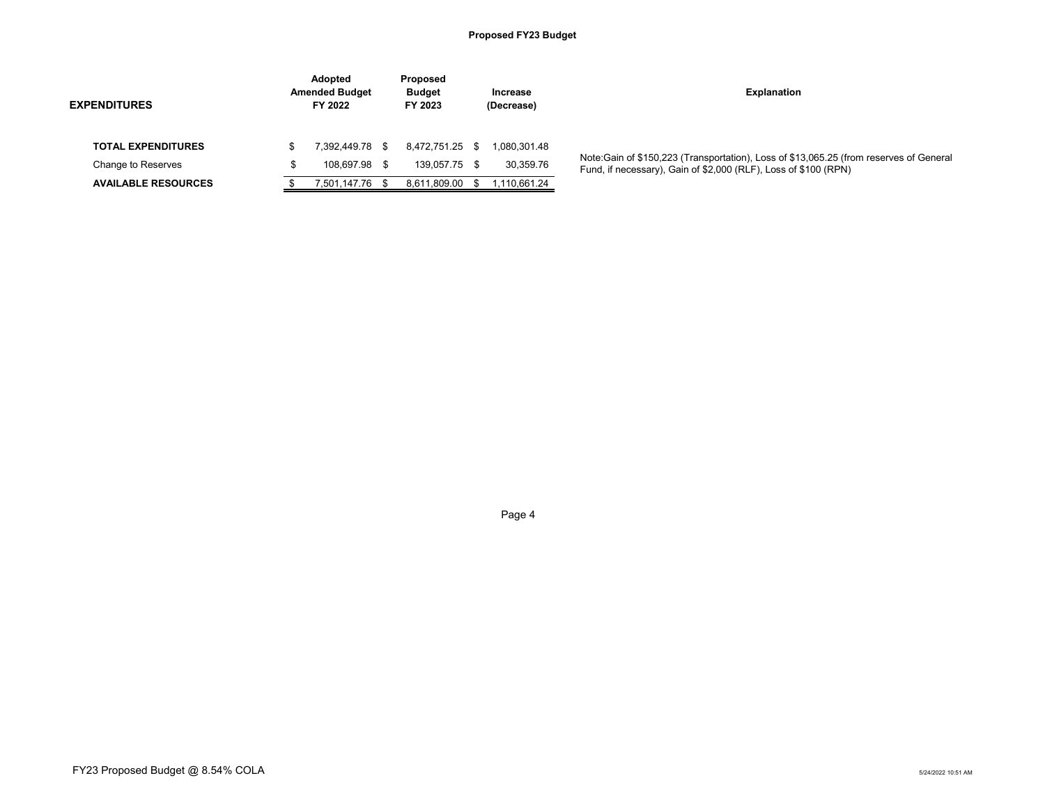**Proposed FY23 Budget**

| EXPENDITURES | Adopted Amended Budget FY 2022 | Proposed Budget FY 2023 | Increase (Decrease) | Explanation |
|---|---|---|---|---|
| **TOTAL EXPENDITURES** | $ 7,392,449.78 | $ 8,472,751.25 | $ 1,080,301.48 | Note:Gain of $150,223 (Transportation), Loss of $13,065.25 (from reserves of General Fund, if necessary), Gain of $2,000 (RLF), Loss of $100 (RPN) |
| Change to Reserves | $ 108,697.98 | $ 139,057.75 | $ 30,359.76 | |
| **AVAILABLE RESOURCES** | $ 7,501,147.76 | $ 8,611,809.00 | $ 1,110,661.24 | |

FY23 Proposed Budget @ 8.54% COLA

5/24/2022 10:51 AM